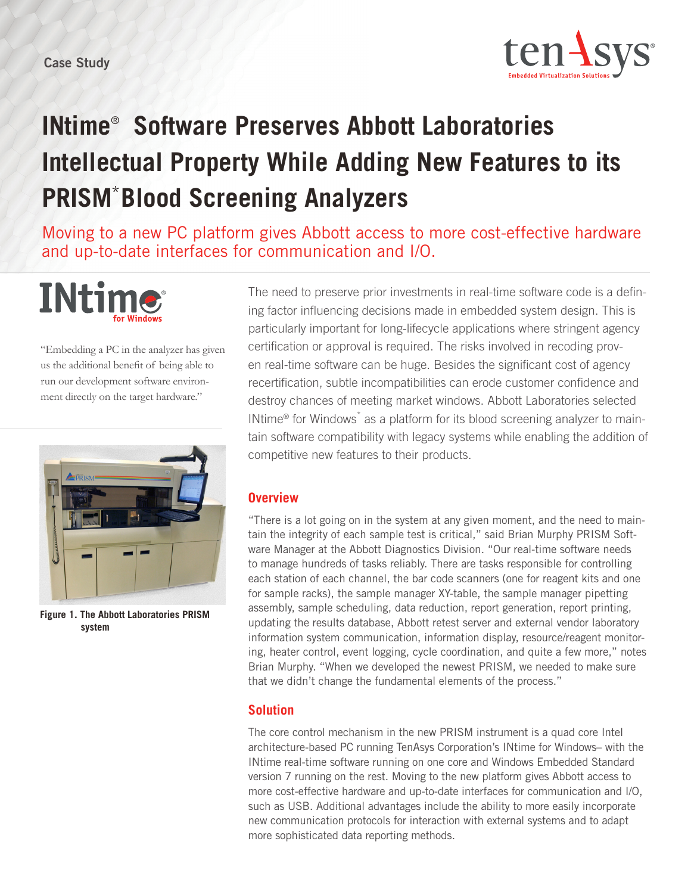Case Study

# INtime® Software Preserves Abbott Laboratories Intellectual Property While Adding New Features to its PRISM* Blood Screening Analyzers

Moving to a new PC platform gives Abbott access to more cost-effective hardware and up-to-date interfaces for communication and I/O.

INtime for Windows

"Embedding a PC in the analyzer has given us the additional benefit of being able to run our development software environment directly on the target hardware."

Figure 1. The Abbott Laboratories PRISM system

The need to preserve prior investments in real-time software code is a defining factor influencing decisions made in embedded system design. This is particularly important for long-lifecycle applications where stringent agency certification or approval is required. The risks involved in recoding proven real-time software can be huge. Besides the significant cost of agency recertification, subtle incompatibilities can erode customer confidence and destroy chances of meeting market windows. Abbott Laboratories selected INtime® for Windows* as a platform for its blood screening analyzer to maintain software compatibility with legacy systems while enabling the addition of competitive new features to their products.

## Overview

"There is a lot going on in the system at any given moment, and the need to maintain the integrity of each sample test is critical," said Brian Murphy PRISM Software Manager at the Abbott Diagnostics Division. "Our real-time software needs to manage hundreds of tasks reliably. There are tasks responsible for controlling each station of each channel, the bar code scanners (one for reagent kits and one for sample racks), the sample manager XY-table, the sample manager pipetting assembly, sample scheduling, data reduction, report generation, report printing, updating the results database, Abbott retest server and external vendor laboratory information system communication, information display, resource/reagent monitoring, heater control, event logging, cycle coordination, and quite a few more," notes Brian Murphy. "When we developed the newest PRISM, we needed to make sure that we didn't change the fundamental elements of the process."

## Solution

The core control mechanism in the new PRISM instrument is a quad core Intel architecture-based PC running TenAsys Corporation's INtime for Windows– with the INtime real-time software running on one core and Windows Embedded Standard version 7 running on the rest. Moving to the new platform gives Abbott access to more cost-effective hardware and up-to-date interfaces for communication and I/O, such as USB. Additional advantages include the ability to more easily incorporate new communication protocols for interaction with external systems and to adapt more sophisticated data reporting methods.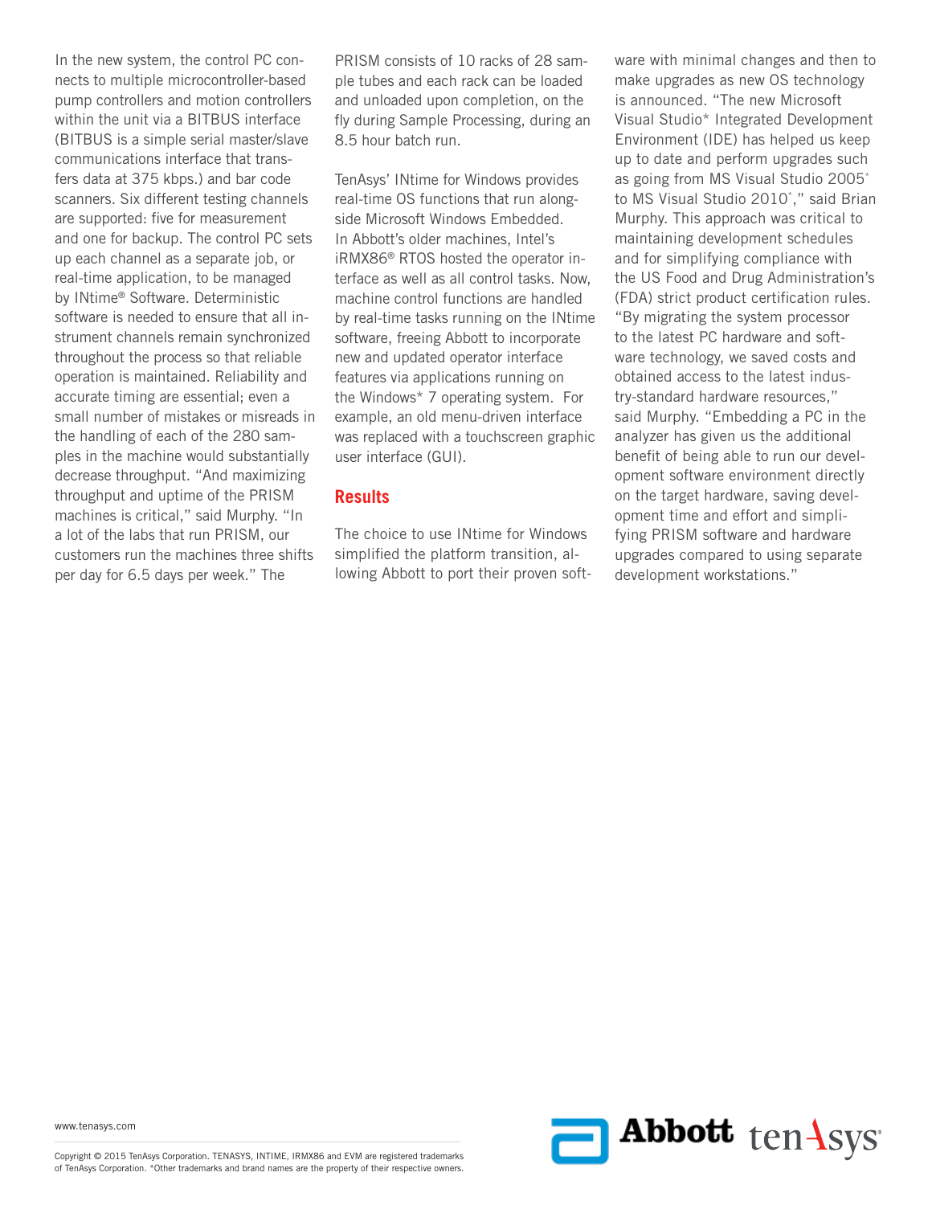In the new system, the control PC connects to multiple microcontroller-based pump controllers and motion controllers within the unit via a BITBUS interface (BITBUS is a simple serial master/slave communications interface that transfers data at 375 kbps.) and bar code scanners. Six different testing channels are supported: five for measurement and one for backup. The control PC sets up each channel as a separate job, or real-time application, to be managed by INtime® Software. Deterministic software is needed to ensure that all instrument channels remain synchronized throughout the process so that reliable operation is maintained. Reliability and accurate timing are essential; even a small number of mistakes or misreads in the handling of each of the 280 samples in the machine would substantially decrease throughput. "And maximizing throughput and uptime of the PRISM machines is critical," said Murphy. "In a lot of the labs that run PRISM, our customers run the machines three shifts per day for 6.5 days per week." The PRISM consists of 10 racks of 28 sample tubes and each rack can be loaded and unloaded upon completion, on the fly during Sample Processing, during an 8.5 hour batch run.

TenAsys' INtime for Windows provides real-time OS functions that run alongside Microsoft Windows Embedded. In Abbott's older machines, Intel's iRMX86® RTOS hosted the operator interface as well as all control tasks. Now, machine control functions are handled by real-time tasks running on the INtime software, freeing Abbott to incorporate new and updated operator interface features via applications running on the Windows* 7 operating system. For example, an old menu-driven interface was replaced with a touchscreen graphic user interface (GUI).

## Results

The choice to use INtime for Windows simplified the platform transition, allowing Abbott to port their proven software with minimal changes and then to make upgrades as new OS technology is announced. "The new Microsoft Visual Studio* Integrated Development Environment (IDE) has helped us keep up to date and perform upgrades such as going from MS Visual Studio 2005* to MS Visual Studio 2010*," said Brian Murphy. This approach was critical to maintaining development schedules and for simplifying compliance with the US Food and Drug Administration's (FDA) strict product certification rules. "By migrating the system processor to the latest PC hardware and software technology, we saved costs and obtained access to the latest industry-standard hardware resources," said Murphy. "Embedding a PC in the analyzer has given us the additional benefit of being able to run our development software environment directly on the target hardware, saving development time and effort and simplifying PRISM software and hardware upgrades compared to using separate development workstations."

www.tenasys.com

Copyright © 2015 TenAsys Corporation. TENASYS, INTIME, IRMX86 and EVM are registered trademarks of TenAsys Corporation. *Other trademarks and brand names are the property of their respective owners.

Abbott tenAsys